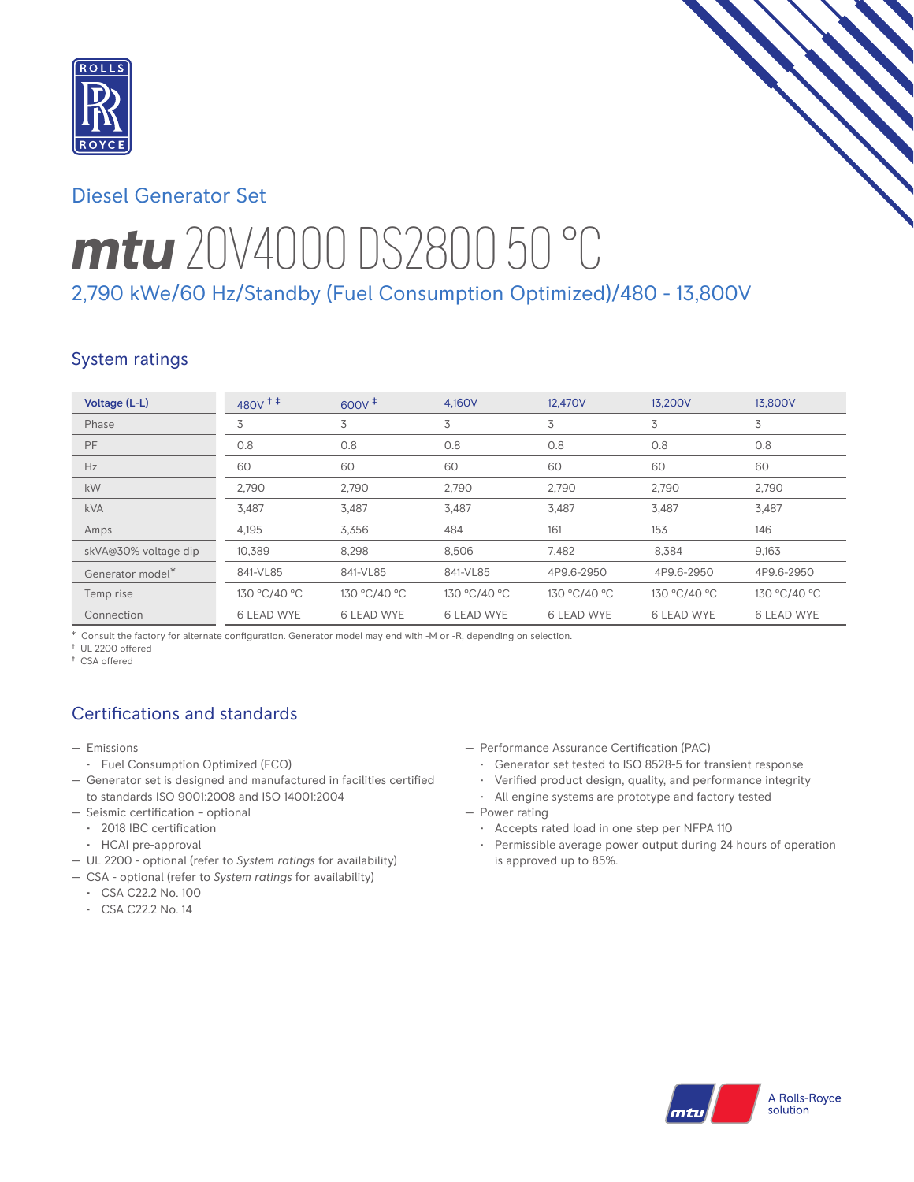Diesel Generator Set

# mtu 20V4000 DS2800 50 °C

## 2,790 kWe/60 Hz/Standby (Fuel Consumption Optimized)/480 - 13,800V

## System ratings

| Voltage (L-L) | 480V †‡ | 600V ‡ | 4,160V | 12,470V | 13,200V | 13,800V |
|---|---|---|---|---|---|---|
| Phase | 3 | 3 | 3 | 3 | 3 | 3 |
| PF | 0.8 | 0.8 | 0.8 | 0.8 | 0.8 | 0.8 |
| Hz | 60 | 60 | 60 | 60 | 60 | 60 |
| kW | 2,790 | 2,790 | 2,790 | 2,790 | 2,790 | 2,790 |
| kVA | 3,487 | 3,487 | 3,487 | 3,487 | 3,487 | 3,487 |
| Amps | 4,195 | 3,356 | 484 | 161 | 153 | 146 |
| skVA@30% voltage dip | 10,389 | 8,298 | 8,506 | 7,482 | 8,384 | 9,163 |
| Generator model* | 841-VL85 | 841-VL85 | 841-VL85 | 4P9.6-2950 | 4P9.6-2950 | 4P9.6-2950 |
| Temp rise | 130 °C/40 °C | 130 °C/40 °C | 130 °C/40 °C | 130 °C/40 °C | 130 °C/40 °C | 130 °C/40 °C |
| Connection | 6 LEAD WYE | 6 LEAD WYE | 6 LEAD WYE | 6 LEAD WYE | 6 LEAD WYE | 6 LEAD WYE |

\* Consult the factory for alternate configuration. Generator model may end with -M or -R, depending on selection.
† UL 2200 offered
‡ CSA offered

## Certifications and standards

- Emissions
  - Fuel Consumption Optimized (FCO)
- Generator set is designed and manufactured in facilities certified to standards ISO 9001:2008 and ISO 14001:2004
- Seismic certification – optional
  - 2018 IBC certification
  - HCAI pre-approval
- UL 2200 - optional (refer to *System ratings* for availability)
- CSA - optional (refer to *System ratings* for availability)
  - CSA C22.2 No. 100
  - CSA C22.2 No. 14
- Performance Assurance Certification (PAC)
  - Generator set tested to ISO 8528-5 for transient response
  - Verified product design, quality, and performance integrity
  - All engine systems are prototype and factory tested
- Power rating
  - Accepts rated load in one step per NFPA 110
  - Permissible average power output during 24 hours of operation is approved up to 85%.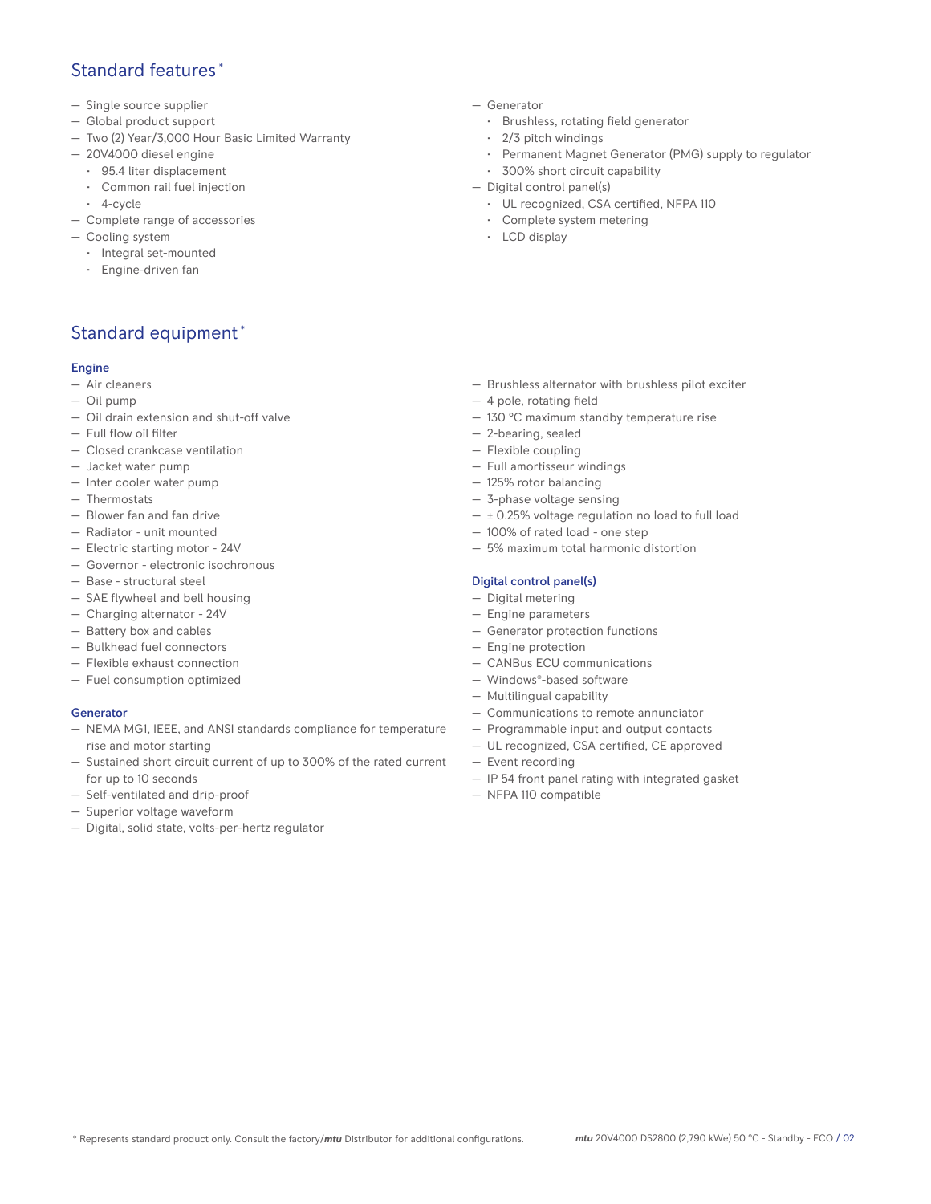## Standard features *

- Single source supplier
- Global product support
- Two (2) Year/3,000 Hour Basic Limited Warranty
- 20V4000 diesel engine
  - 95.4 liter displacement
  - Common rail fuel injection
  - 4-cycle
- Complete range of accessories
- Cooling system
  - Integral set-mounted
  - Engine-driven fan
- Generator
  - Brushless, rotating field generator
  - 2/3 pitch windings
  - Permanent Magnet Generator (PMG) supply to regulator
  - 300% short circuit capability
- Digital control panel(s)
  - UL recognized, CSA certified, NFPA 110
  - Complete system metering
  - LCD display

## Standard equipment *

### Engine

- Air cleaners
- Oil pump
- Oil drain extension and shut-off valve
- Full flow oil filter
- Closed crankcase ventilation
- Jacket water pump
- Inter cooler water pump
- Thermostats
- Blower fan and fan drive
- Radiator - unit mounted
- Electric starting motor - 24V
- Governor - electronic isochronous
- Base - structural steel
- SAE flywheel and bell housing
- Charging alternator - 24V
- Battery box and cables
- Bulkhead fuel connectors
- Flexible exhaust connection
- Fuel consumption optimized

### Generator

- NEMA MG1, IEEE, and ANSI standards compliance for temperature rise and motor starting
- Sustained short circuit current of up to 300% of the rated current for up to 10 seconds
- Self-ventilated and drip-proof
- Superior voltage waveform
- Digital, solid state, volts-per-hertz regulator
- Brushless alternator with brushless pilot exciter
- 4 pole, rotating field
- 130 °C maximum standby temperature rise
- 2-bearing, sealed
- Flexible coupling
- Full amortisseur windings
- 125% rotor balancing
- 3-phase voltage sensing
- ± 0.25% voltage regulation no load to full load
- 100% of rated load - one step
- 5% maximum total harmonic distortion

### Digital control panel(s)

- Digital metering
- Engine parameters
- Generator protection functions
- Engine protection
- CANBus ECU communications
- Windows®-based software
- Multilingual capability
- Communications to remote annunciator
- Programmable input and output contacts
- UL recognized, CSA certified, CE approved
- Event recording
- IP 54 front panel rating with integrated gasket
- NFPA 110 compatible

* Represents standard product only. Consult the factory/*mtu* Distributor for additional configurations.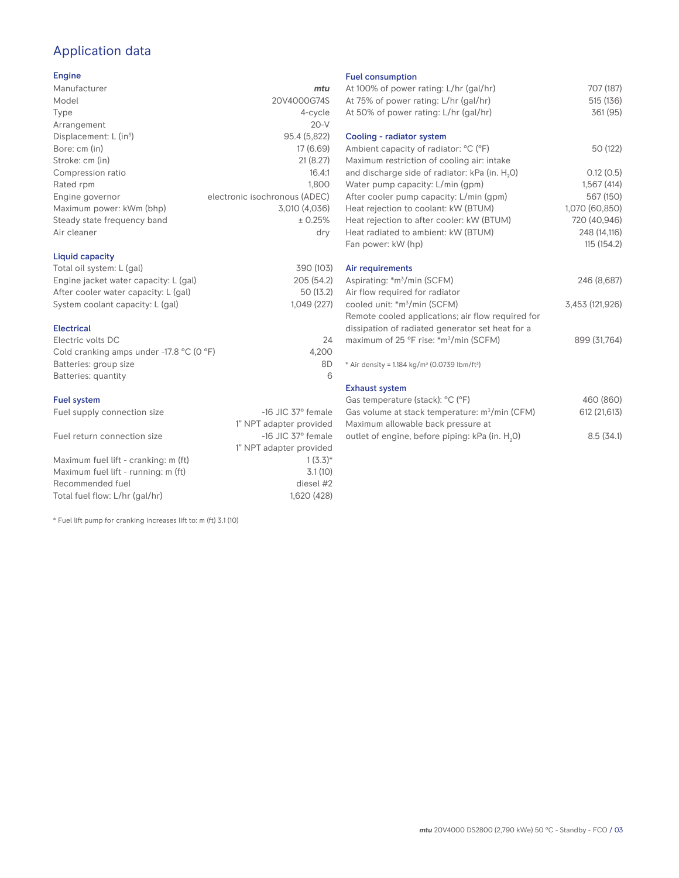# Application data

## Engine

| | |
|---|---|
| Manufacturer | *mtu* |
| Model | 20V4000G74S |
| Type | 4-cycle |
| Arrangement | 20-V |
| Displacement: L ($in^3$) | 95.4 (5,822) |
| Bore: cm (in) | 17 (6.69) |
| Stroke: cm (in) | 21 (8.27) |
| Compression ratio | 16.4:1 |
| Rated rpm | 1,800 |
| Engine governor | electronic isochronous (ADEC) |
| Maximum power: kWm (bhp) | 3,010 (4,036) |
| Steady state frequency band | ± 0.25% |
| Air cleaner | dry |

## Liquid capacity

| | |
|---|---|
| Total oil system: L (gal) | 390 (103) |
| Engine jacket water capacity: L (gal) | 205 (54.2) |
| After cooler water capacity: L (gal) | 50 (13.2) |
| System coolant capacity: L (gal) | 1,049 (227) |

## Electrical

| | |
|---|---|
| Electric volts DC | 24 |
| Cold cranking amps under -17.8 °C (0 °F) | 4,200 |
| Batteries: group size | 8D |
| Batteries: quantity | 6 |

## Fuel system

| | |
|---|---|
| Fuel supply connection size | -16 JIC 37° female 1" NPT adapter provided |
| Fuel return connection size | -16 JIC 37° female 1" NPT adapter provided |
| Maximum fuel lift - cranking: m (ft) | 1 (3.3)* |
| Maximum fuel lift - running: m (ft) | 3.1 (10) |
| Recommended fuel | diesel #2 |
| Total fuel flow: L/hr (gal/hr) | 1,620 (428) |

\* Fuel lift pump for cranking increases lift to: m (ft) 3.1 (10)

## Fuel consumption

| | |
|---|---|
| At 100% of power rating: L/hr (gal/hr) | 707 (187) |
| At 75% of power rating: L/hr (gal/hr) | 515 (136) |
| At 50% of power rating: L/hr (gal/hr) | 361 (95) |

## Cooling - radiator system

| | |
|---|---|
| Ambient capacity of radiator: °C (°F) | 50 (122) |
| Maximum restriction of cooling air: intake and discharge side of radiator: kPa (in. $H_2O$) | 0.12 (0.5) |
| Water pump capacity: L/min (gpm) | 1,567 (414) |
| After cooler pump capacity: L/min (gpm) | 567 (150) |
| Heat rejection to coolant: kW (BTUM) | 1,070 (60,850) |
| Heat rejection to after cooler: kW (BTUM) | 720 (40,946) |
| Heat radiated to ambient: kW (BTUM) | 248 (14,116) |
| Fan power: kW (hp) | 115 (154.2) |

## Air requirements

| | |
|---|---|
| Aspirating: *$m^3$/min (SCFM) | 246 (8,687) |
| Air flow required for radiator cooled unit: *$m^3$/min (SCFM) | 3,453 (121,926) |
| Remote cooled applications; air flow required for dissipation of radiated generator set heat for a maximum of 25 °F rise: *$m^3$/min (SCFM) | 899 (31,764) |

\* Air density = 1.184 kg/$m^3$ (0.0739 lbm/$ft^3$)

## Exhaust system

| | |
|---|---|
| Gas temperature (stack): °C (°F) | 460 (860) |
| Gas volume at stack temperature: $m^3$/min (CFM) | 612 (21,613) |
| Maximum allowable back pressure at outlet of engine, before piping: kPa (in. $H_2O$) | 8.5 (34.1) |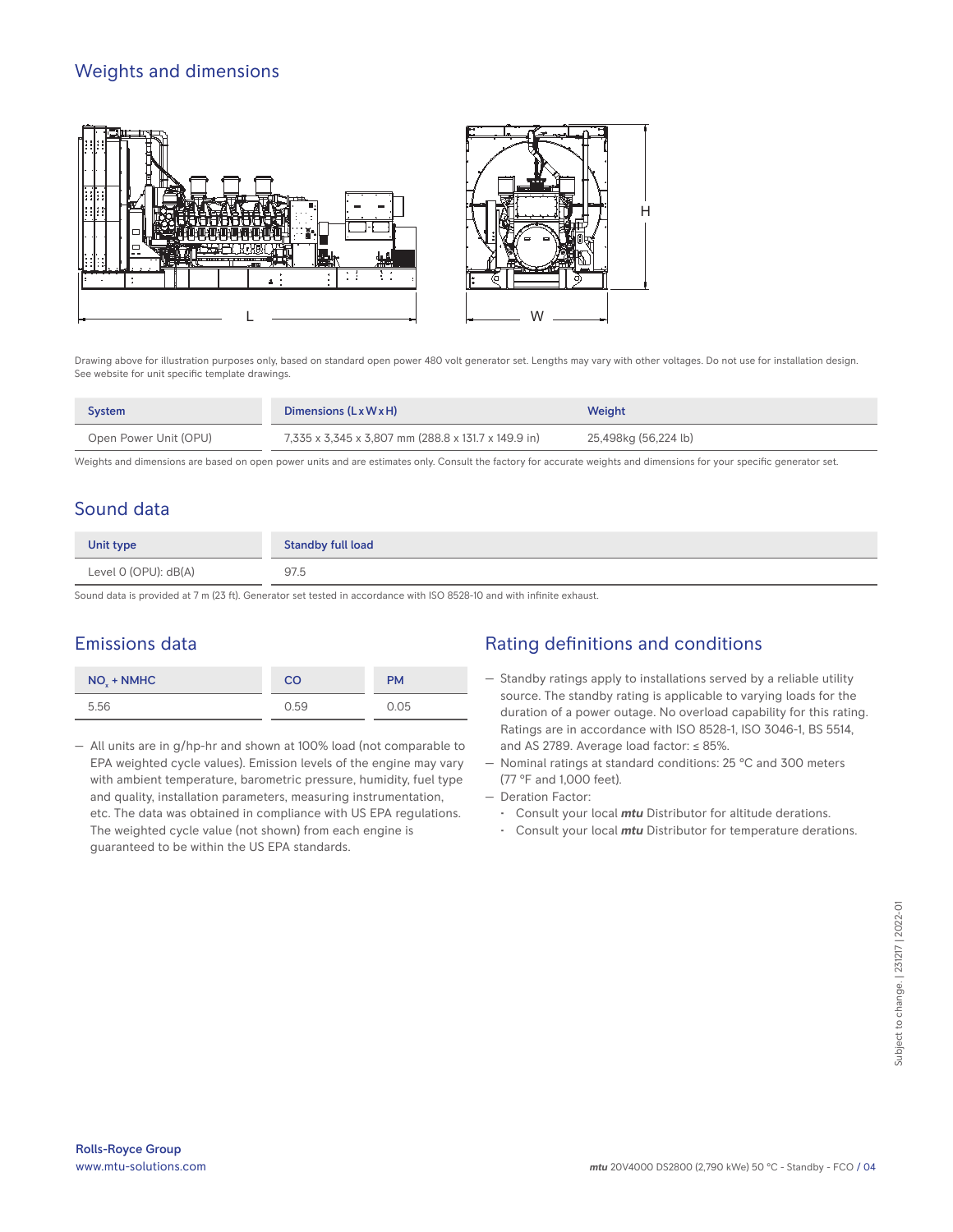## Weights and dimensions

L

W

H

Drawing above for illustration purposes only, based on standard open power 480 volt generator set. Lengths may vary with other voltages. Do not use for installation design. See website for unit specific template drawings.

| System | Dimensions (L x W x H) | Weight |
|---|---|---|
| Open Power Unit (OPU) | 7,335 x 3,345 x 3,807 mm (288.8 x 131.7 x 149.9 in) | 25,498kg (56,224 lb) |

Weights and dimensions are based on open power units and are estimates only. Consult the factory for accurate weights and dimensions for your specific generator set.

## Sound data

| Unit type | Standby full load |
|---|---|
| Level 0 (OPU): dB(A) | 97.5 |

Sound data is provided at 7 m (23 ft). Generator set tested in accordance with ISO 8528-10 and with infinite exhaust.

## Emissions data

| $NO_x$ + NMHC | CO | PM |
|---|---|---|
| 5.56 | 0.59 | 0.05 |

- All units are in g/hp-hr and shown at 100% load (not comparable to EPA weighted cycle values). Emission levels of the engine may vary with ambient temperature, barometric pressure, humidity, fuel type and quality, installation parameters, measuring instrumentation, etc. The data was obtained in compliance with US EPA regulations. The weighted cycle value (not shown) from each engine is guaranteed to be within the US EPA standards.

## Rating definitions and conditions

- Standby ratings apply to installations served by a reliable utility source. The standby rating is applicable to varying loads for the duration of a power outage. No overload capability for this rating. Ratings are in accordance with ISO 8528-1, ISO 3046-1, BS 5514, and AS 2789. Average load factor: ≤ 85%.
- Nominal ratings at standard conditions: 25 °C and 300 meters (77 °F and 1,000 feet).
- Deration Factor:
  - Consult your local ***mtu*** Distributor for altitude derations.
  - Consult your local ***mtu*** Distributor for temperature derations.

Subject to change. | 23121 7 | 2022-01

Rolls-Royce Group
www.mtu-solutions.com

***mtu*** 20V4000 DS2800 (2,790 kWe) 50 °C - Standby - FCO